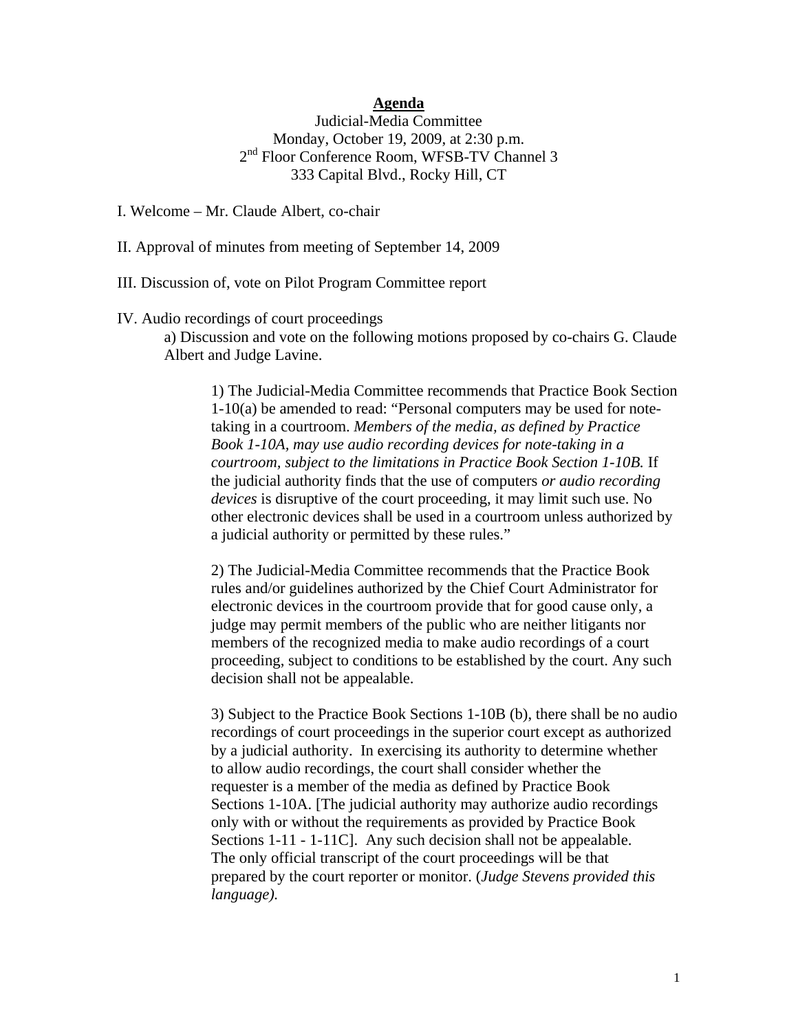# **Agenda**

Judicial-Media Committee
Monday, October 19, 2009, at 2:30 p.m.
2nd Floor Conference Room, WFSB-TV Channel 3
333 Capital Blvd., Rocky Hill, CT

I. Welcome – Mr. Claude Albert, co-chair

II. Approval of minutes from meeting of September 14, 2009

III. Discussion of, vote on Pilot Program Committee report

IV. Audio recordings of court proceedings

a) Discussion and vote on the following motions proposed by co-chairs G. Claude Albert and Judge Lavine.

> 1) The Judicial-Media Committee recommends that Practice Book Section 1-10(a) be amended to read: "Personal computers may be used for note-taking in a courtroom. *Members of the media, as defined by Practice Book 1-10A, may use audio recording devices for note-taking in a courtroom, subject to the limitations in Practice Book Section 1-10B.* If the judicial authority finds that the use of computers *or audio recording devices* is disruptive of the court proceeding, it may limit such use. No other electronic devices shall be used in a courtroom unless authorized by a judicial authority or permitted by these rules."
>
> 2) The Judicial-Media Committee recommends that the Practice Book rules and/or guidelines authorized by the Chief Court Administrator for electronic devices in the courtroom provide that for good cause only, a judge may permit members of the public who are neither litigants nor members of the recognized media to make audio recordings of a court proceeding, subject to conditions to be established by the court. Any such decision shall not be appealable.
>
> 3) Subject to the Practice Book Sections 1-10B (b), there shall be no audio recordings of court proceedings in the superior court except as authorized by a judicial authority. In exercising its authority to determine whether to allow audio recordings, the court shall consider whether the requester is a member of the media as defined by Practice Book Sections 1-10A. [The judicial authority may authorize audio recordings only with or without the requirements as provided by Practice Book Sections 1-11 - 1-11C]. Any such decision shall not be appealable. The only official transcript of the court proceedings will be that prepared by the court reporter or monitor. (*Judge Stevens provided this language).*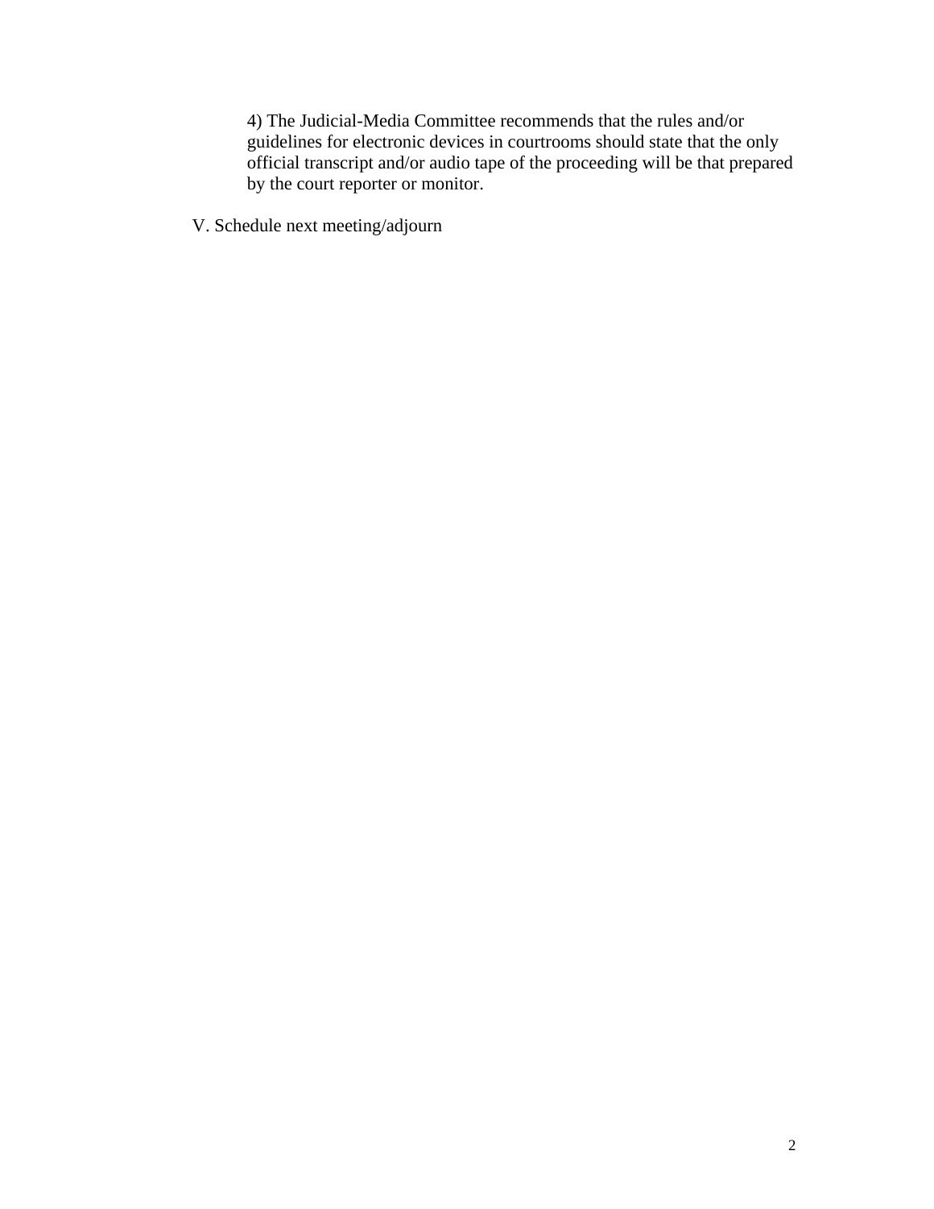4) The Judicial-Media Committee recommends that the rules and/or guidelines for electronic devices in courtrooms should state that the only official transcript and/or audio tape of the proceeding will be that prepared by the court reporter or monitor.

V. Schedule next meeting/adjourn